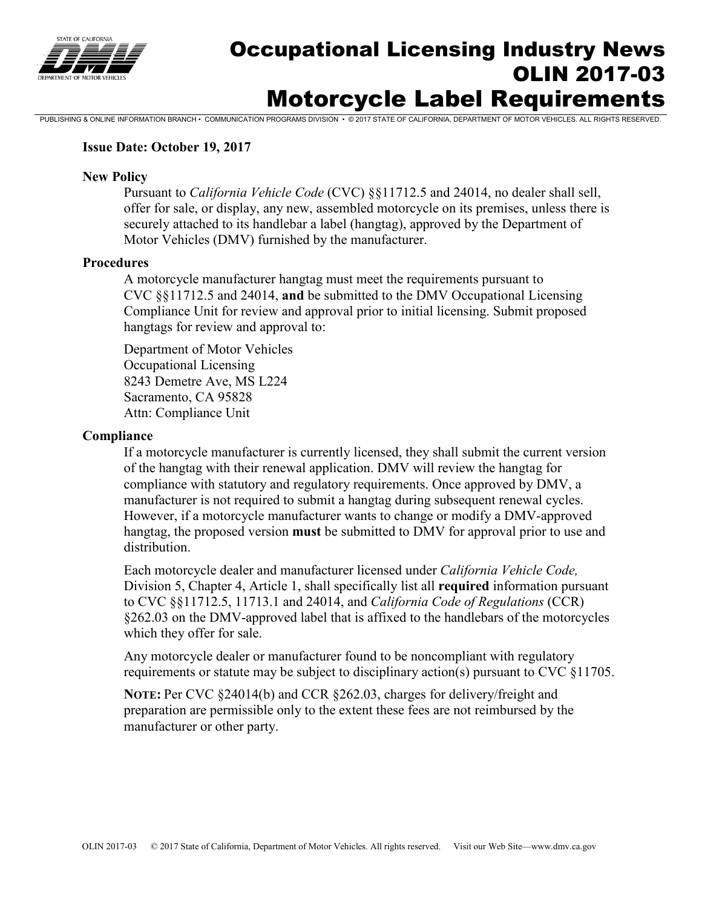# Occupational Licensing Industry News
# OLIN 2017-03
# Motorcycle Label Requirements

PUBLISHING & ONLINE INFORMATION BRANCH • COMMUNICATION PROGRAMS DIVISION • © 2017 STATE OF CALIFORNIA, DEPARTMENT OF MOTOR VEHICLES. ALL RIGHTS RESERVED.

**Issue Date: October 19, 2017**

### New Policy

Pursuant to *California Vehicle Code* (CVC) §§11712.5 and 24014, no dealer shall sell, offer for sale, or display, any new, assembled motorcycle on its premises, unless there is securely attached to its handlebar a label (hangtag), approved by the Department of Motor Vehicles (DMV) furnished by the manufacturer.

### Procedures

A motorcycle manufacturer hangtag must meet the requirements pursuant to CVC §§11712.5 and 24014, **and** be submitted to the DMV Occupational Licensing Compliance Unit for review and approval prior to initial licensing. Submit proposed hangtags for review and approval to:

Department of Motor Vehicles
Occupational Licensing
8243 Demetre Ave, MS L224
Sacramento, CA 95828
Attn: Compliance Unit

### Compliance

If a motorcycle manufacturer is currently licensed, they shall submit the current version of the hangtag with their renewal application. DMV will review the hangtag for compliance with statutory and regulatory requirements. Once approved by DMV, a manufacturer is not required to submit a hangtag during subsequent renewal cycles. However, if a motorcycle manufacturer wants to change or modify a DMV-approved hangtag, the proposed version **must** be submitted to DMV for approval prior to use and distribution.

Each motorcycle dealer and manufacturer licensed under *California Vehicle Code,* Division 5, Chapter 4, Article 1, shall specifically list all **required** information pursuant to CVC §§11712.5, 11713.1 and 24014, and *California Code of Regulations* (CCR) §262.03 on the DMV-approved label that is affixed to the handlebars of the motorcycles which they offer for sale.

Any motorcycle dealer or manufacturer found to be noncompliant with regulatory requirements or statute may be subject to disciplinary action(s) pursuant to CVC §11705.

**NOTE:** Per CVC §24014(b) and CCR §262.03, charges for delivery/freight and preparation are permissible only to the extent these fees are not reimbursed by the manufacturer or other party.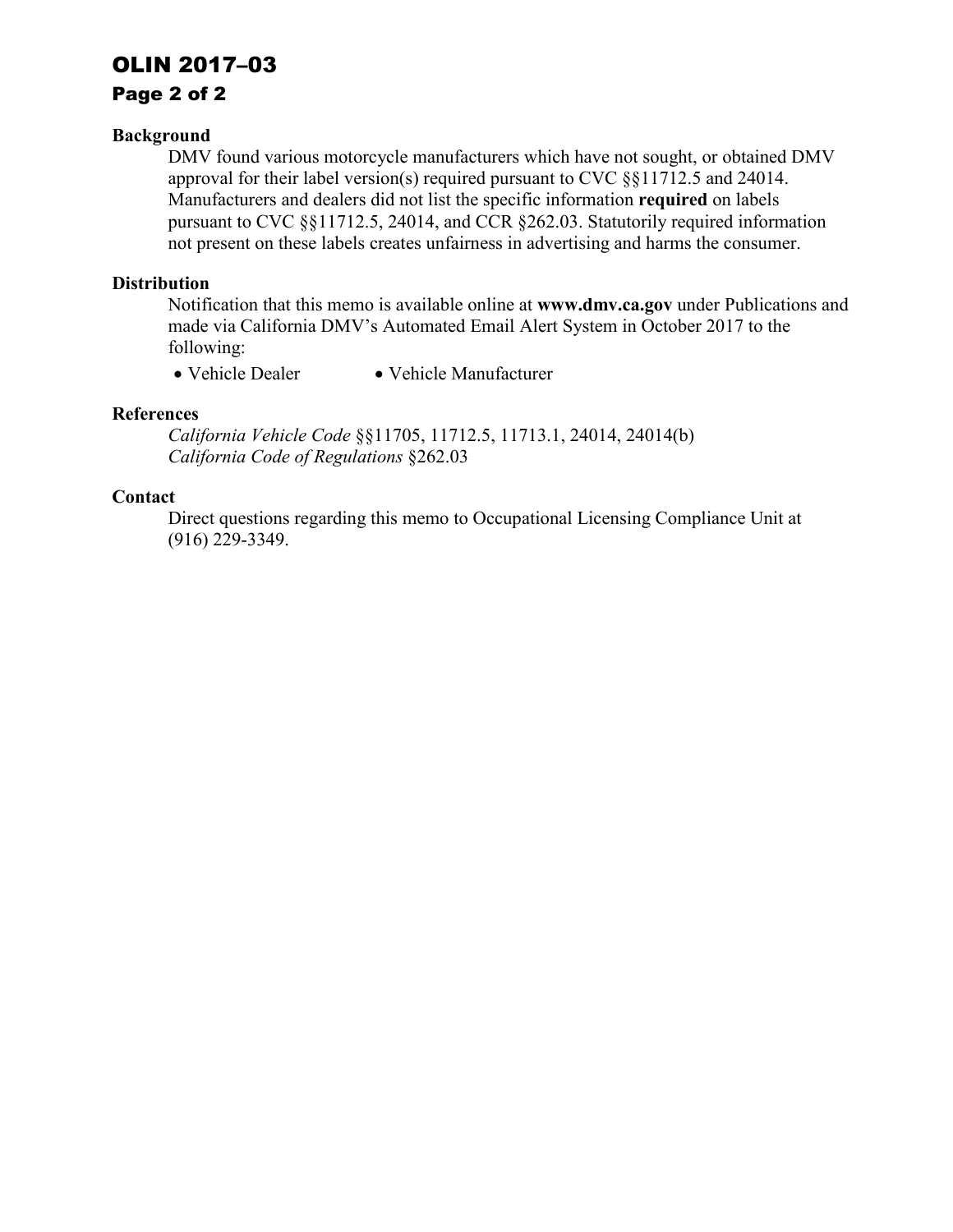**Background**

DMV found various motorcycle manufacturers which have not sought, or obtained DMV approval for their label version(s) required pursuant to CVC §§11712.5 and 24014. Manufacturers and dealers did not list the specific information **required** on labels pursuant to CVC §§11712.5, 24014, and CCR §262.03. Statutorily required information not present on these labels creates unfairness in advertising and harms the consumer.

**Distribution**

Notification that this memo is available online at **www.dmv.ca.gov** under Publications and made via California DMV's Automated Email Alert System in October 2017 to the following:

- Vehicle Dealer
- Vehicle Manufacturer

**References**

*California Vehicle Code* §§11705, 11712.5, 11713.1, 24014, 24014(b)
*California Code of Regulations* §262.03

**Contact**

Direct questions regarding this memo to Occupational Licensing Compliance Unit at (916) 229-3349.